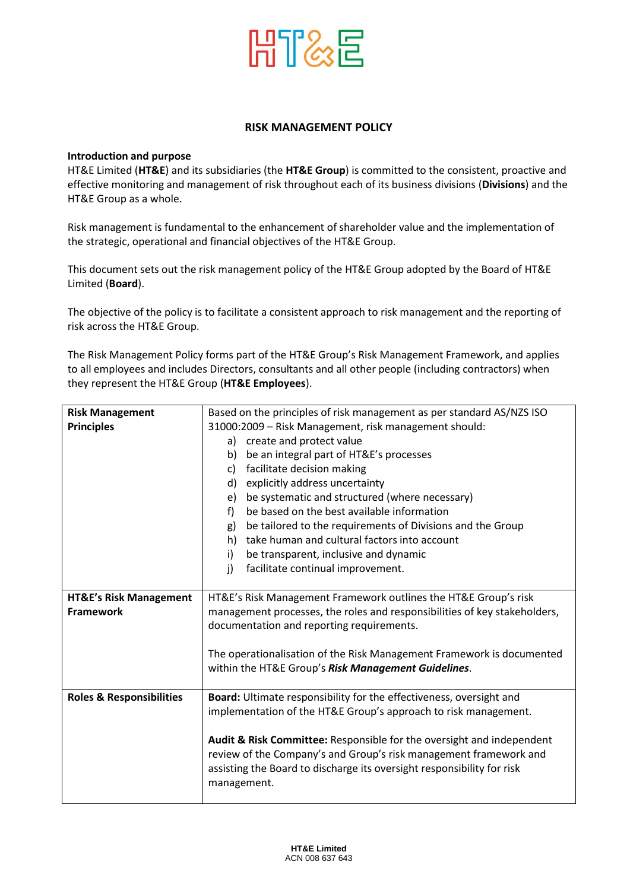# RISK MANAGEMENT POLICY

**Introduction and purpose**

HT&E Limited (**HT&E**) and its subsidiaries (the **HT&E Group**) is committed to the consistent, proactive and effective monitoring and management of risk throughout each of its business divisions (**Divisions**) and the HT&E Group as a whole.

Risk management is fundamental to the enhancement of shareholder value and the implementation of the strategic, operational and financial objectives of the HT&E Group.

This document sets out the risk management policy of the HT&E Group adopted by the Board of HT&E Limited (**Board**).

The objective of the policy is to facilitate a consistent approach to risk management and the reporting of risk across the HT&E Group.

The Risk Management Policy forms part of the HT&E Group's Risk Management Framework, and applies to all employees and includes Directors, consultants and all other people (including contractors) when they represent the HT&E Group (**HT&E Employees**).

| | |
|---|---|
| **Risk Management Principles** | Based on the principles of risk management as per standard AS/NZS ISO 31000:2009 – Risk Management, risk management should:<br>a) create and protect value<br>b) be an integral part of HT&E's processes<br>c) facilitate decision making<br>d) explicitly address uncertainty<br>e) be systematic and structured (where necessary)<br>f) be based on the best available information<br>g) be tailored to the requirements of Divisions and the Group<br>h) take human and cultural factors into account<br>i) be transparent, inclusive and dynamic<br>j) facilitate continual improvement. |
| **HT&E's Risk Management Framework** | HT&E's Risk Management Framework outlines the HT&E Group's risk management processes, the roles and responsibilities of key stakeholders, documentation and reporting requirements.<br><br>The operationalisation of the Risk Management Framework is documented within the HT&E Group's ***Risk Management Guidelines***. |
| **Roles & Responsibilities** | **Board:** Ultimate responsibility for the effectiveness, oversight and implementation of the HT&E Group's approach to risk management.<br><br>**Audit & Risk Committee:** Responsible for the oversight and independent review of the Company's and Group's risk management framework and assisting the Board to discharge its oversight responsibility for risk management. |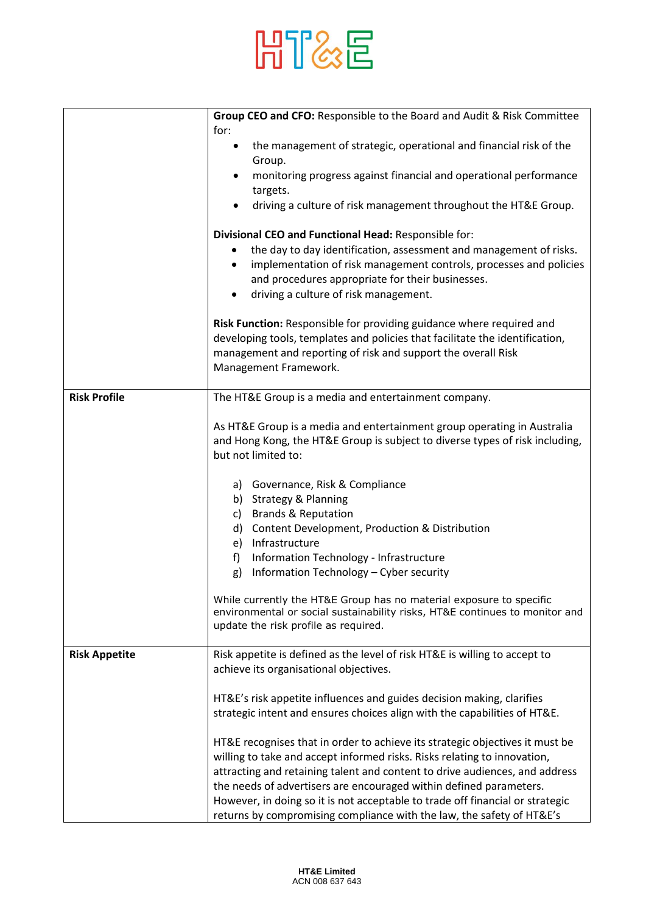| | |
|---|---|
| | **Group CEO and CFO:** Responsible to the Board and Audit & Risk Committee for:<br>• the management of strategic, operational and financial risk of the Group.<br>• monitoring progress against financial and operational performance targets.<br>• driving a culture of risk management throughout the HT&E Group.<br><br>**Divisional CEO and Functional Head:** Responsible for:<br>• the day to day identification, assessment and management of risks.<br>• implementation of risk management controls, processes and policies and procedures appropriate for their businesses.<br>• driving a culture of risk management.<br><br>**Risk Function:** Responsible for providing guidance where required and developing tools, templates and policies that facilitate the identification, management and reporting of risk and support the overall Risk Management Framework. |
| **Risk Profile** | The HT&E Group is a media and entertainment company.<br><br>As HT&E Group is a media and entertainment group operating in Australia and Hong Kong, the HT&E Group is subject to diverse types of risk including, but not limited to:<br><br>a) Governance, Risk & Compliance<br>b) Strategy & Planning<br>c) Brands & Reputation<br>d) Content Development, Production & Distribution<br>e) Infrastructure<br>f) Information Technology - Infrastructure<br>g) Information Technology – Cyber security<br><br>While currently the HT&E Group has no material exposure to specific environmental or social sustainability risks, HT&E continues to monitor and update the risk profile as required. |
| **Risk Appetite** | Risk appetite is defined as the level of risk HT&E is willing to accept to achieve its organisational objectives.<br><br>HT&E's risk appetite influences and guides decision making, clarifies strategic intent and ensures choices align with the capabilities of HT&E.<br><br>HT&E recognises that in order to achieve its strategic objectives it must be willing to take and accept informed risks. Risks relating to innovation, attracting and retaining talent and content to drive audiences, and address the needs of advertisers are encouraged within defined parameters. However, in doing so it is not acceptable to trade off financial or strategic returns by compromising compliance with the law, the safety of HT&E's |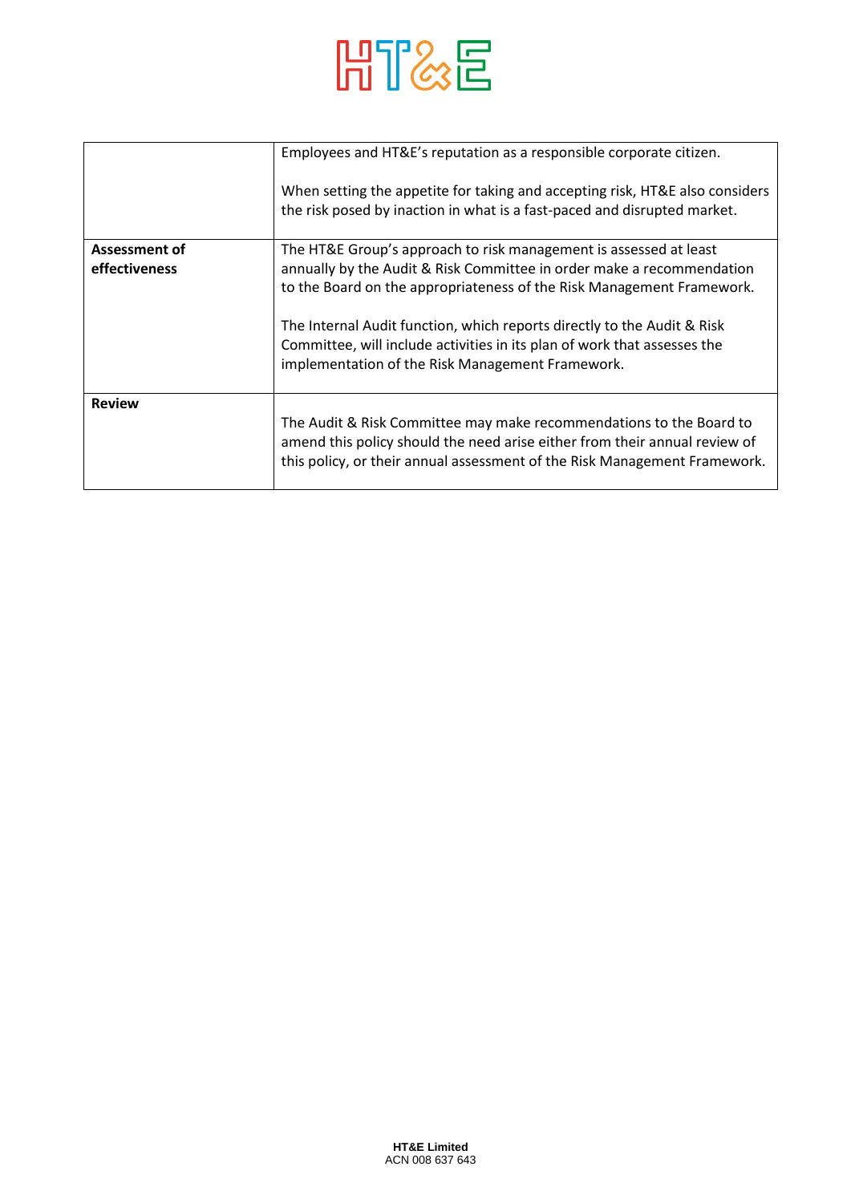| | |
|---|---|
| | Employees and HT&E's reputation as a responsible corporate citizen.<br><br>When setting the appetite for taking and accepting risk, HT&E also considers the risk posed by inaction in what is a fast-paced and disrupted market. |
| **Assessment of effectiveness** | The HT&E Group's approach to risk management is assessed at least annually by the Audit & Risk Committee in order make a recommendation to the Board on the appropriateness of the Risk Management Framework.<br><br>The Internal Audit function, which reports directly to the Audit & Risk Committee, will include activities in its plan of work that assesses the implementation of the Risk Management Framework. |
| **Review** | The Audit & Risk Committee may make recommendations to the Board to amend this policy should the need arise either from their annual review of this policy, or their annual assessment of the Risk Management Framework. |